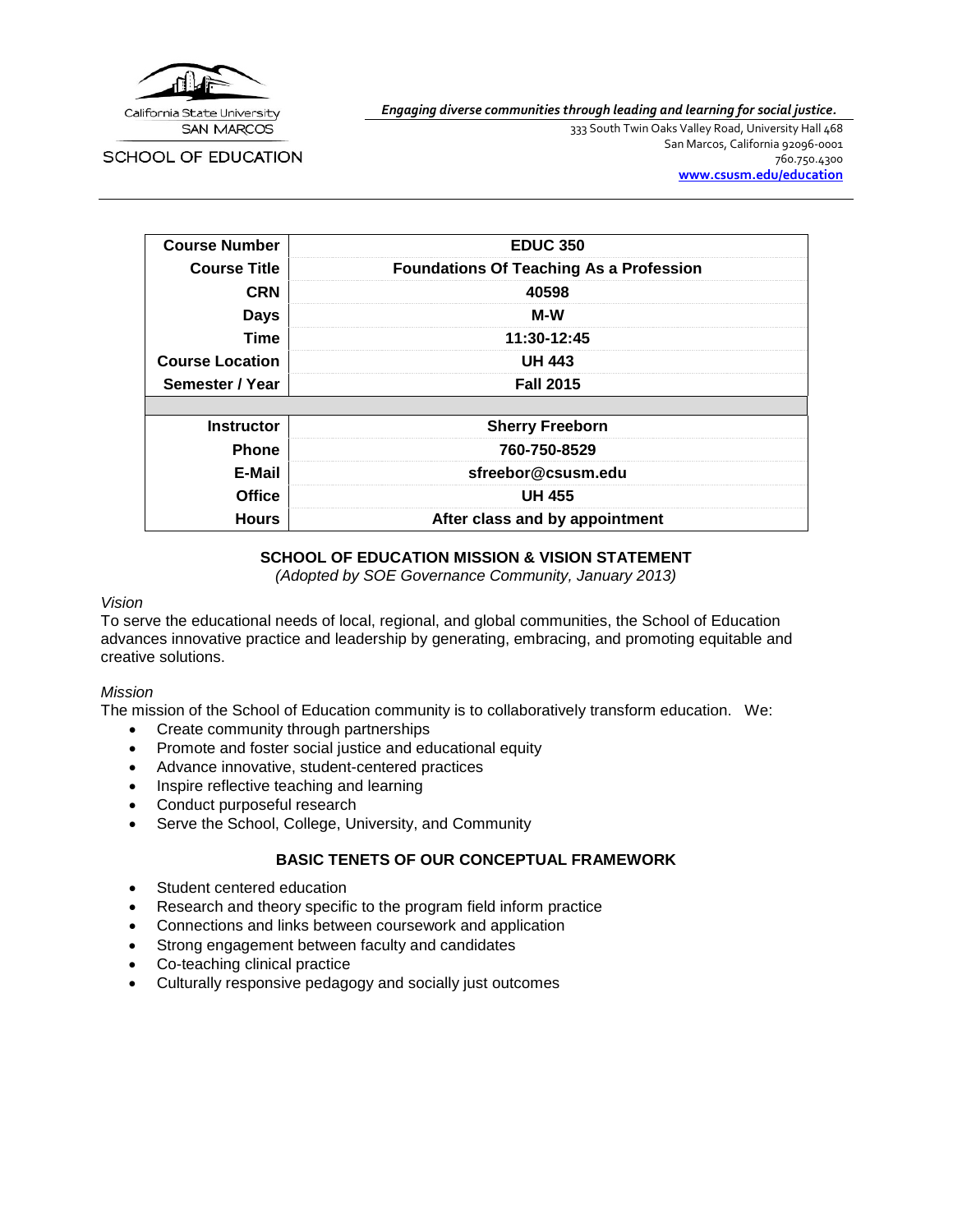California State University
SAN MARCOS

SCHOOL OF EDUCATION

***Engaging diverse communities through leading and learning for social justice.***

333 South Twin Oaks Valley Road, University Hall 468
San Marcos, California 92096-0001
760.750.4300
**www.csusm.edu/education**

| **Course Number** | **EDUC 350** |
|---|---|
| **Course Title** | **Foundations Of Teaching As a Profession** |
| **CRN** | **40598** |
| **Days** | **M-W** |
| **Time** | **11:30-12:45** |
| **Course Location** | **UH 443** |
| **Semester / Year** | **Fall 2015** |
| | |
| **Instructor** | **Sherry Freeborn** |
| **Phone** | **760-750-8529** |
| **E-Mail** | **sfreebor@csusm.edu** |
| **Office** | **UH 455** |
| **Hours** | **After class and by appointment** |

## SCHOOL OF EDUCATION MISSION & VISION STATEMENT

*(Adopted by SOE Governance Community, January 2013)*

*Vision*

To serve the educational needs of local, regional, and global communities, the School of Education advances innovative practice and leadership by generating, embracing, and promoting equitable and creative solutions.

*Mission*

The mission of the School of Education community is to collaboratively transform education. We:

- Create community through partnerships
- Promote and foster social justice and educational equity
- Advance innovative, student-centered practices
- Inspire reflective teaching and learning
- Conduct purposeful research
- Serve the School, College, University, and Community

## BASIC TENETS OF OUR CONCEPTUAL FRAMEWORK

- Student centered education
- Research and theory specific to the program field inform practice
- Connections and links between coursework and application
- Strong engagement between faculty and candidates
- Co-teaching clinical practice
- Culturally responsive pedagogy and socially just outcomes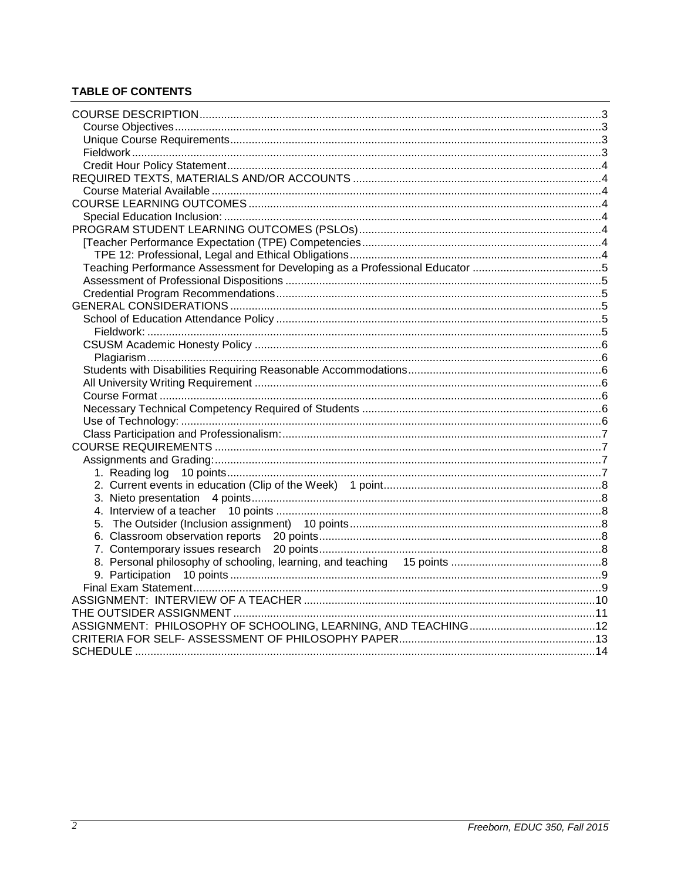**TABLE OF CONTENTS**

- COURSE DESCRIPTION....3
  - Course Objectives....3
  - Unique Course Requirements....3
  - Fieldwork....3
  - Credit Hour Policy Statement....4
- REQUIRED TEXTS, MATERIALS AND/OR ACCOUNTS....4
  - Course Material Available....4
- COURSE LEARNING OUTCOMES....4
  - Special Education Inclusion:....4
- PROGRAM STUDENT LEARNING OUTCOMES (PSLOs)....4
  - [Teacher Performance Expectation (TPE) Competencies....4
    - TPE 12: Professional, Legal and Ethical Obligations....4
  - Teaching Performance Assessment for Developing as a Professional Educator....5
  - Assessment of Professional Dispositions....5
  - Credential Program Recommendations....5
- GENERAL CONSIDERATIONS....5
  - School of Education Attendance Policy....5
    - Fieldwork:....5
  - CSUSM Academic Honesty Policy....6
    - Plagiarism....6
  - Students with Disabilities Requiring Reasonable Accommodations....6
  - All University Writing Requirement....6
  - Course Format....6
  - Necessary Technical Competency Required of Students....6
  - Use of Technology:....6
  - Class Participation and Professionalism:....7
- COURSE REQUIREMENTS....7
  - Assignments and Grading:....7
    - 1. Reading log 10 points....7
    - 2. Current events in education (Clip of the Week) 1 point....8
    - 3. Nieto presentation 4 points....8
    - 4. Interview of a teacher 10 points....8
    - 5. The Outsider (Inclusion assignment) 10 points....8
    - 6. Classroom observation reports 20 points....8
    - 7. Contemporary issues research 20 points....8
    - 8. Personal philosophy of schooling, learning, and teaching 15 points....8
    - 9. Participation 10 points....9
  - Final Exam Statement....9
- ASSIGNMENT: INTERVIEW OF A TEACHER....10
- THE OUTSIDER ASSIGNMENT....11
- ASSIGNMENT: PHILOSOPHY OF SCHOOLING, LEARNING, AND TEACHING....12
- CRITERIA FOR SELF- ASSESSMENT OF PHILOSOPHY PAPER....13
- SCHEDULE....14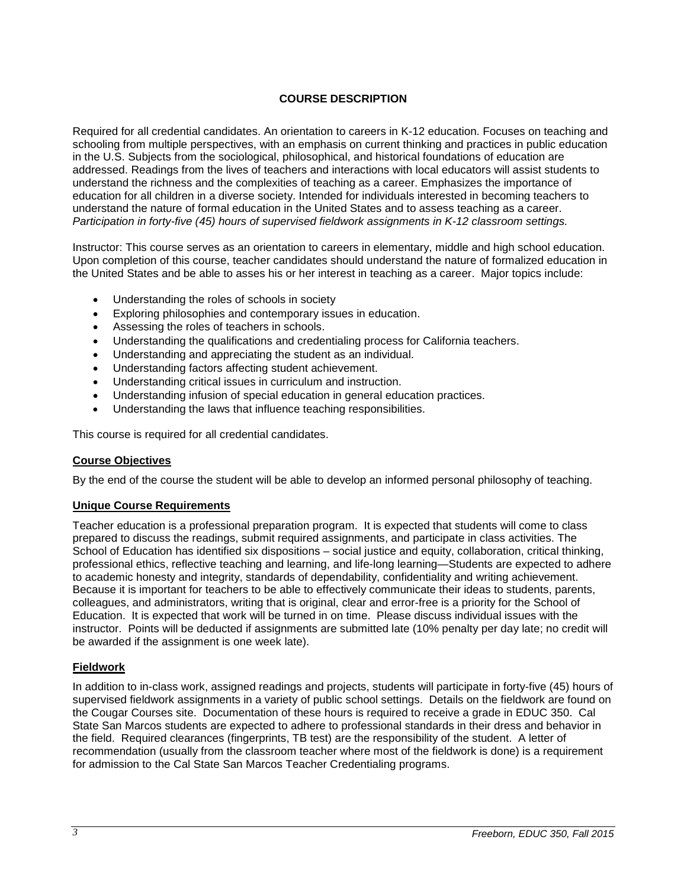# COURSE DESCRIPTION

Required for all credential candidates. An orientation to careers in K-12 education. Focuses on teaching and schooling from multiple perspectives, with an emphasis on current thinking and practices in public education in the U.S. Subjects from the sociological, philosophical, and historical foundations of education are addressed. Readings from the lives of teachers and interactions with local educators will assist students to understand the richness and the complexities of teaching as a career. Emphasizes the importance of education for all children in a diverse society. Intended for individuals interested in becoming teachers to understand the nature of formal education in the United States and to assess teaching as a career. *Participation in forty-five (45) hours of supervised fieldwork assignments in K-12 classroom settings.*

Instructor: This course serves as an orientation to careers in elementary, middle and high school education. Upon completion of this course, teacher candidates should understand the nature of formalized education in the United States and be able to asses his or her interest in teaching as a career. Major topics include:

- Understanding the roles of schools in society
- Exploring philosophies and contemporary issues in education.
- Assessing the roles of teachers in schools.
- Understanding the qualifications and credentialing process for California teachers.
- Understanding and appreciating the student as an individual.
- Understanding factors affecting student achievement.
- Understanding critical issues in curriculum and instruction.
- Understanding infusion of special education in general education practices.
- Understanding the laws that influence teaching responsibilities.

This course is required for all credential candidates.

## Course Objectives

By the end of the course the student will be able to develop an informed personal philosophy of teaching.

## Unique Course Requirements

Teacher education is a professional preparation program. It is expected that students will come to class prepared to discuss the readings, submit required assignments, and participate in class activities. The School of Education has identified six dispositions – social justice and equity, collaboration, critical thinking, professional ethics, reflective teaching and learning, and life-long learning—Students are expected to adhere to academic honesty and integrity, standards of dependability, confidentiality and writing achievement. Because it is important for teachers to be able to effectively communicate their ideas to students, parents, colleagues, and administrators, writing that is original, clear and error-free is a priority for the School of Education. It is expected that work will be turned in on time. Please discuss individual issues with the instructor. Points will be deducted if assignments are submitted late (10% penalty per day late; no credit will be awarded if the assignment is one week late).

## Fieldwork

In addition to in-class work, assigned readings and projects, students will participate in forty-five (45) hours of supervised fieldwork assignments in a variety of public school settings. Details on the fieldwork are found on the Cougar Courses site. Documentation of these hours is required to receive a grade in EDUC 350. Cal State San Marcos students are expected to adhere to professional standards in their dress and behavior in the field. Required clearances (fingerprints, TB test) are the responsibility of the student. A letter of recommendation (usually from the classroom teacher where most of the fieldwork is done) is a requirement for admission to the Cal State San Marcos Teacher Credentialing programs.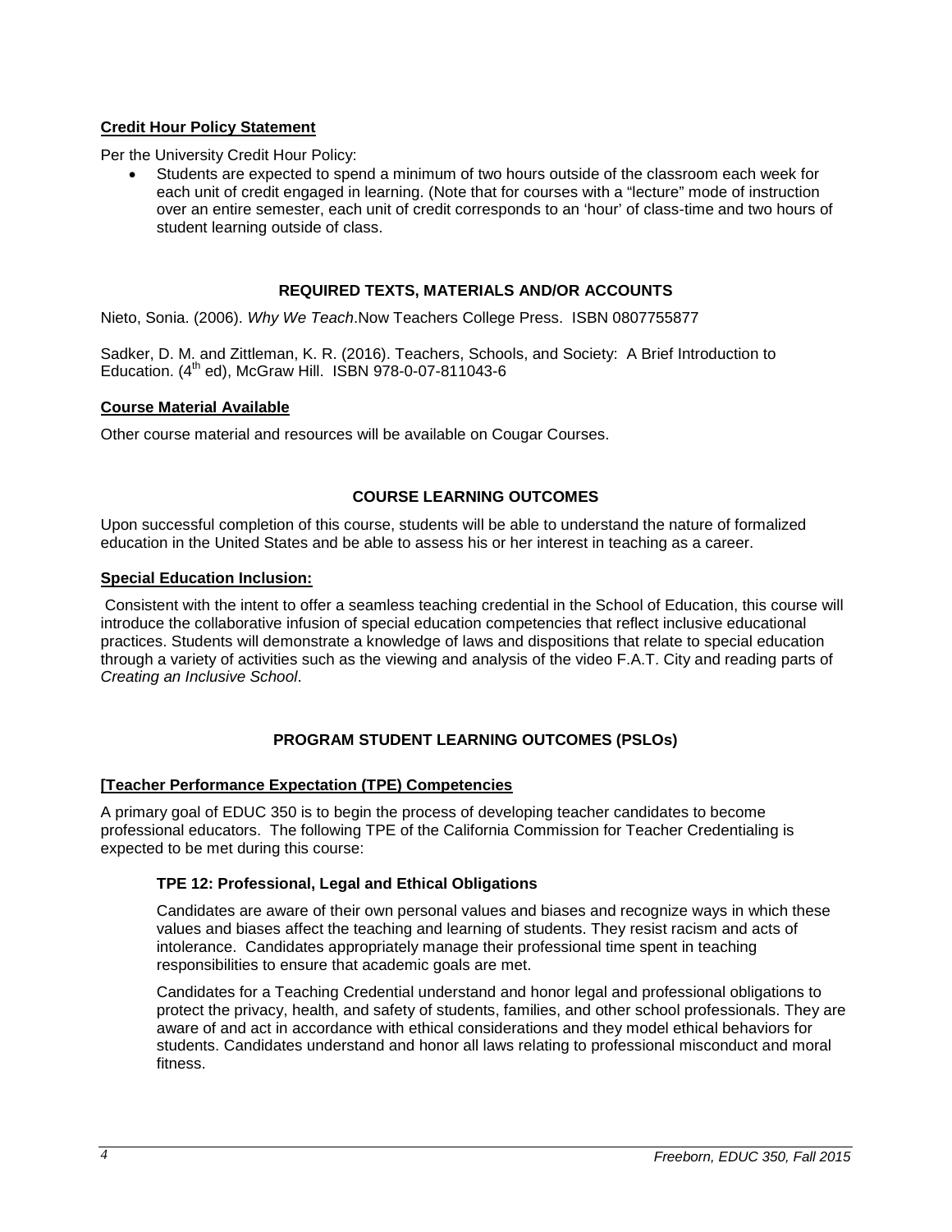**Credit Hour Policy Statement**

Per the University Credit Hour Policy:

- Students are expected to spend a minimum of two hours outside of the classroom each week for each unit of credit engaged in learning. (Note that for courses with a "lecture" mode of instruction over an entire semester, each unit of credit corresponds to an 'hour' of class-time and two hours of student learning outside of class.

## REQUIRED TEXTS, MATERIALS AND/OR ACCOUNTS

Nieto, Sonia. (2006). *Why We Teach*.Now Teachers College Press. ISBN 0807755877

Sadker, D. M. and Zittleman, K. R. (2016). Teachers, Schools, and Society: A Brief Introduction to Education. (4th ed), McGraw Hill. ISBN 978-0-07-811043-6

**Course Material Available**

Other course material and resources will be available on Cougar Courses.

## COURSE LEARNING OUTCOMES

Upon successful completion of this course, students will be able to understand the nature of formalized education in the United States and be able to assess his or her interest in teaching as a career.

**Special Education Inclusion:**

Consistent with the intent to offer a seamless teaching credential in the School of Education, this course will introduce the collaborative infusion of special education competencies that reflect inclusive educational practices. Students will demonstrate a knowledge of laws and dispositions that relate to special education through a variety of activities such as the viewing and analysis of the video F.A.T. City and reading parts of *Creating an Inclusive School*.

## PROGRAM STUDENT LEARNING OUTCOMES (PSLOs)

**[Teacher Performance Expectation (TPE) Competencies**

A primary goal of EDUC 350 is to begin the process of developing teacher candidates to become professional educators. The following TPE of the California Commission for Teacher Credentialing is expected to be met during this course:

### TPE 12: Professional, Legal and Ethical Obligations

Candidates are aware of their own personal values and biases and recognize ways in which these values and biases affect the teaching and learning of students. They resist racism and acts of intolerance. Candidates appropriately manage their professional time spent in teaching responsibilities to ensure that academic goals are met.

Candidates for a Teaching Credential understand and honor legal and professional obligations to protect the privacy, health, and safety of students, families, and other school professionals. They are aware of and act in accordance with ethical considerations and they model ethical behaviors for students. Candidates understand and honor all laws relating to professional misconduct and moral fitness.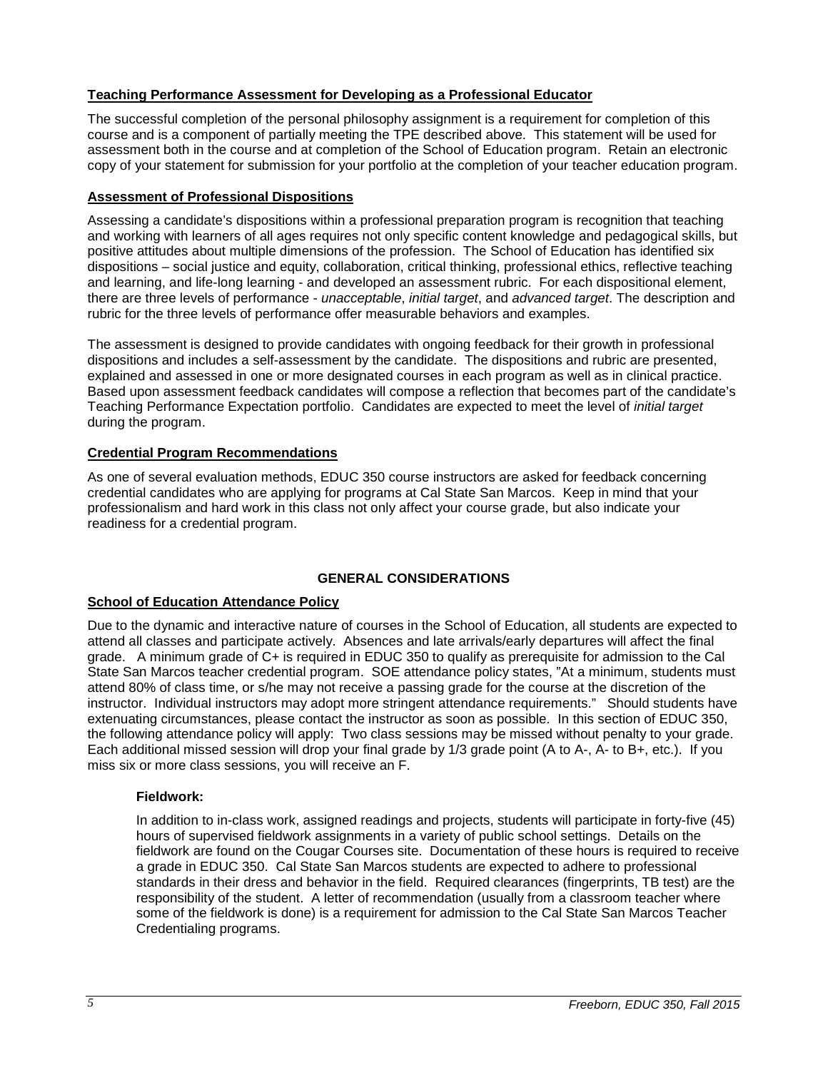## Teaching Performance Assessment for Developing as a Professional Educator

The successful completion of the personal philosophy assignment is a requirement for completion of this course and is a component of partially meeting the TPE described above. This statement will be used for assessment both in the course and at completion of the School of Education program. Retain an electronic copy of your statement for submission for your portfolio at the completion of your teacher education program.

## Assessment of Professional Dispositions

Assessing a candidate's dispositions within a professional preparation program is recognition that teaching and working with learners of all ages requires not only specific content knowledge and pedagogical skills, but positive attitudes about multiple dimensions of the profession. The School of Education has identified six dispositions – social justice and equity, collaboration, critical thinking, professional ethics, reflective teaching and learning, and life-long learning - and developed an assessment rubric. For each dispositional element, there are three levels of performance - *unacceptable*, *initial target*, and *advanced target*. The description and rubric for the three levels of performance offer measurable behaviors and examples.

The assessment is designed to provide candidates with ongoing feedback for their growth in professional dispositions and includes a self-assessment by the candidate. The dispositions and rubric are presented, explained and assessed in one or more designated courses in each program as well as in clinical practice. Based upon assessment feedback candidates will compose a reflection that becomes part of the candidate's Teaching Performance Expectation portfolio. Candidates are expected to meet the level of *initial target* during the program.

## Credential Program Recommendations

As one of several evaluation methods, EDUC 350 course instructors are asked for feedback concerning credential candidates who are applying for programs at Cal State San Marcos. Keep in mind that your professionalism and hard work in this class not only affect your course grade, but also indicate your readiness for a credential program.

# GENERAL CONSIDERATIONS

## School of Education Attendance Policy

Due to the dynamic and interactive nature of courses in the School of Education, all students are expected to attend all classes and participate actively. Absences and late arrivals/early departures will affect the final grade. A minimum grade of C+ is required in EDUC 350 to qualify as prerequisite for admission to the Cal State San Marcos teacher credential program. SOE attendance policy states, "At a minimum, students must attend 80% of class time, or s/he may not receive a passing grade for the course at the discretion of the instructor. Individual instructors may adopt more stringent attendance requirements." Should students have extenuating circumstances, please contact the instructor as soon as possible. In this section of EDUC 350, the following attendance policy will apply: Two class sessions may be missed without penalty to your grade. Each additional missed session will drop your final grade by 1/3 grade point (A to A-, A- to B+, etc.). If you miss six or more class sessions, you will receive an F.

### Fieldwork:

In addition to in-class work, assigned readings and projects, students will participate in forty-five (45) hours of supervised fieldwork assignments in a variety of public school settings. Details on the fieldwork are found on the Cougar Courses site. Documentation of these hours is required to receive a grade in EDUC 350. Cal State San Marcos students are expected to adhere to professional standards in their dress and behavior in the field. Required clearances (fingerprints, TB test) are the responsibility of the student. A letter of recommendation (usually from a classroom teacher where some of the fieldwork is done) is a requirement for admission to the Cal State San Marcos Teacher Credentialing programs.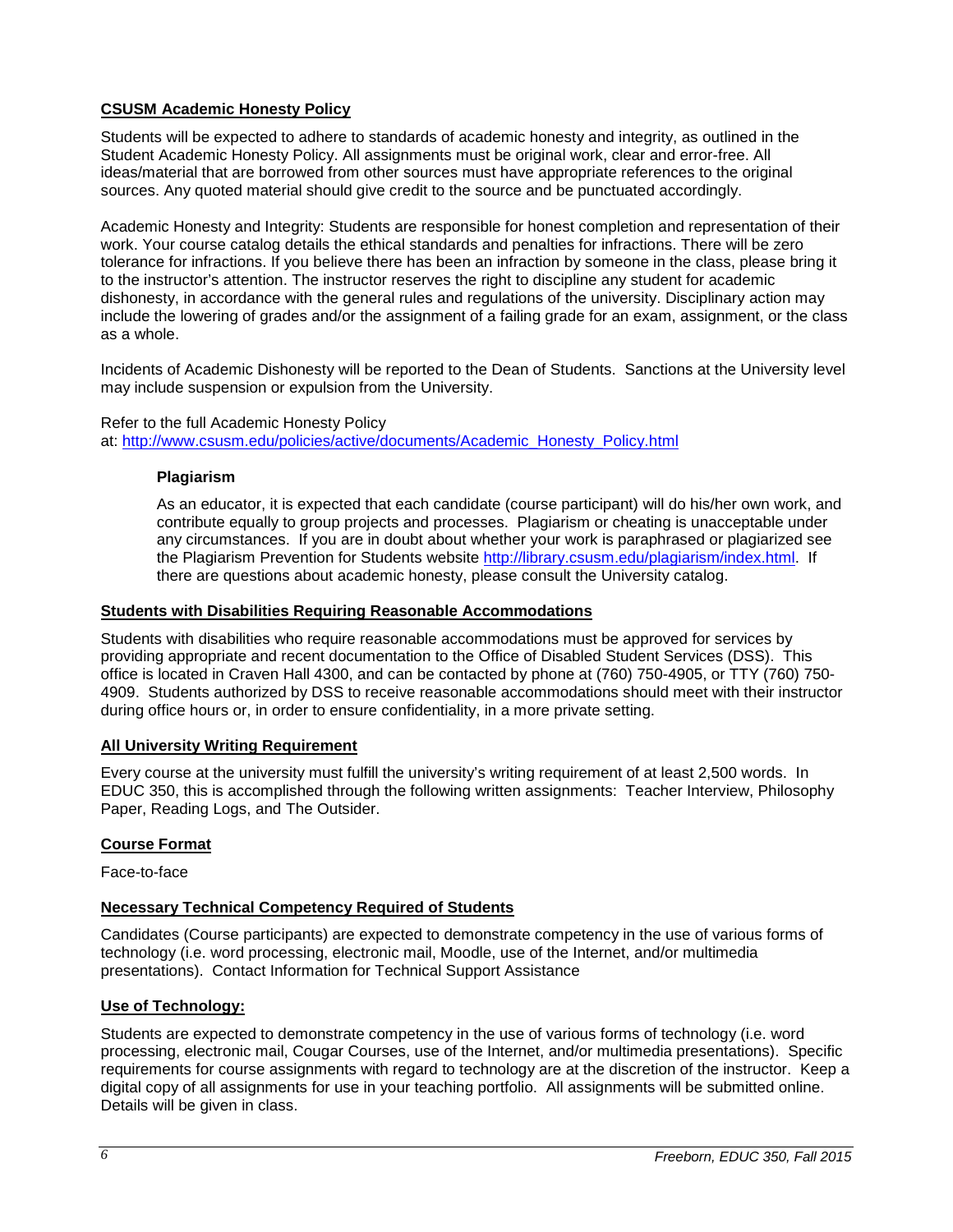## CSUSM Academic Honesty Policy

Students will be expected to adhere to standards of academic honesty and integrity, as outlined in the Student Academic Honesty Policy. All assignments must be original work, clear and error-free. All ideas/material that are borrowed from other sources must have appropriate references to the original sources. Any quoted material should give credit to the source and be punctuated accordingly.

Academic Honesty and Integrity: Students are responsible for honest completion and representation of their work. Your course catalog details the ethical standards and penalties for infractions. There will be zero tolerance for infractions. If you believe there has been an infraction by someone in the class, please bring it to the instructor's attention. The instructor reserves the right to discipline any student for academic dishonesty, in accordance with the general rules and regulations of the university. Disciplinary action may include the lowering of grades and/or the assignment of a failing grade for an exam, assignment, or the class as a whole.

Incidents of Academic Dishonesty will be reported to the Dean of Students. Sanctions at the University level may include suspension or expulsion from the University.

Refer to the full Academic Honesty Policy at: [http://www.csusm.edu/policies/active/documents/Academic_Honesty_Policy.html](http://www.csusm.edu/policies/active/documents/Academic_Honesty_Policy.html)

### Plagiarism

As an educator, it is expected that each candidate (course participant) will do his/her own work, and contribute equally to group projects and processes. Plagiarism or cheating is unacceptable under any circumstances. If you are in doubt about whether your work is paraphrased or plagiarized see the Plagiarism Prevention for Students website [http://library.csusm.edu/plagiarism/index.html](http://library.csusm.edu/plagiarism/index.html). If there are questions about academic honesty, please consult the University catalog.

## Students with Disabilities Requiring Reasonable Accommodations

Students with disabilities who require reasonable accommodations must be approved for services by providing appropriate and recent documentation to the Office of Disabled Student Services (DSS). This office is located in Craven Hall 4300, and can be contacted by phone at (760) 750-4905, or TTY (760) 750-4909. Students authorized by DSS to receive reasonable accommodations should meet with their instructor during office hours or, in order to ensure confidentiality, in a more private setting.

## All University Writing Requirement

Every course at the university must fulfill the university's writing requirement of at least 2,500 words. In EDUC 350, this is accomplished through the following written assignments: Teacher Interview, Philosophy Paper, Reading Logs, and The Outsider.

## Course Format

Face-to-face

## Necessary Technical Competency Required of Students

Candidates (Course participants) are expected to demonstrate competency in the use of various forms of technology (i.e. word processing, electronic mail, Moodle, use of the Internet, and/or multimedia presentations). Contact Information for Technical Support Assistance

## Use of Technology:

Students are expected to demonstrate competency in the use of various forms of technology (i.e. word processing, electronic mail, Cougar Courses, use of the Internet, and/or multimedia presentations). Specific requirements for course assignments with regard to technology are at the discretion of the instructor. Keep a digital copy of all assignments for use in your teaching portfolio. All assignments will be submitted online. Details will be given in class.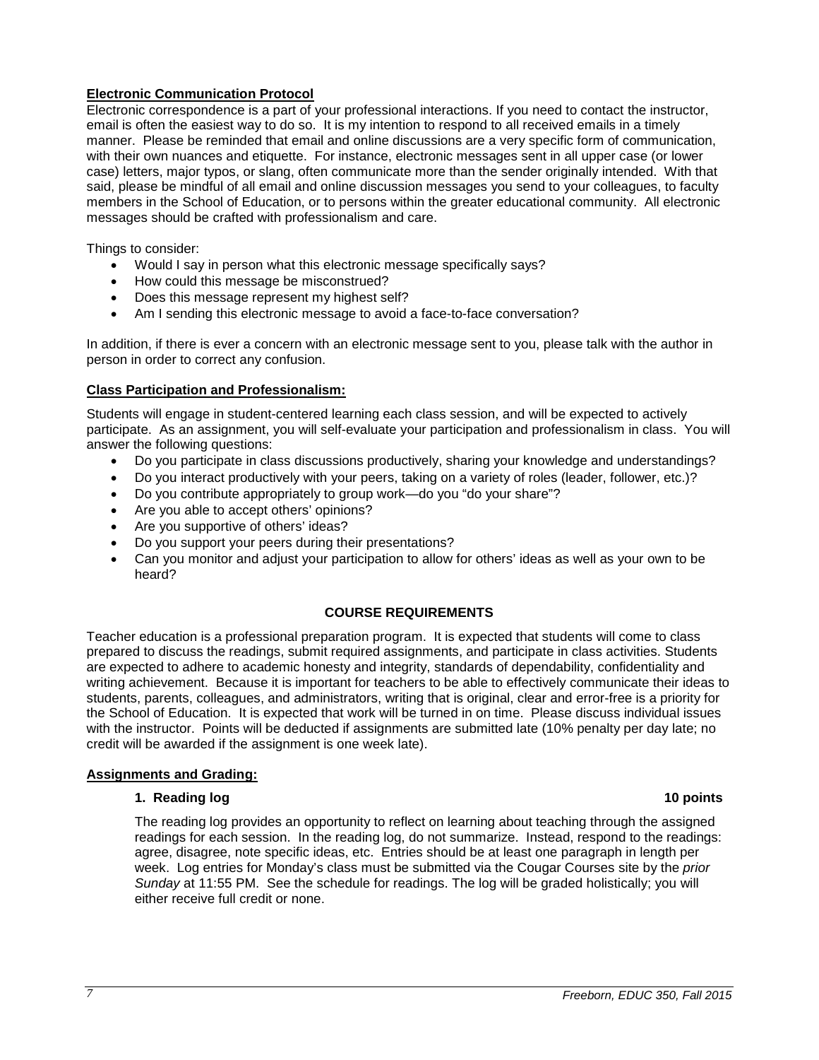**Electronic Communication Protocol**

Electronic correspondence is a part of your professional interactions. If you need to contact the instructor, email is often the easiest way to do so. It is my intention to respond to all received emails in a timely manner. Please be reminded that email and online discussions are a very specific form of communication, with their own nuances and etiquette. For instance, electronic messages sent in all upper case (or lower case) letters, major typos, or slang, often communicate more than the sender originally intended. With that said, please be mindful of all email and online discussion messages you send to your colleagues, to faculty members in the School of Education, or to persons within the greater educational community. All electronic messages should be crafted with professionalism and care.

Things to consider:

- Would I say in person what this electronic message specifically says?
- How could this message be misconstrued?
- Does this message represent my highest self?
- Am I sending this electronic message to avoid a face-to-face conversation?

In addition, if there is ever a concern with an electronic message sent to you, please talk with the author in person in order to correct any confusion.

**Class Participation and Professionalism:**

Students will engage in student-centered learning each class session, and will be expected to actively participate. As an assignment, you will self-evaluate your participation and professionalism in class. You will answer the following questions:

- Do you participate in class discussions productively, sharing your knowledge and understandings?
- Do you interact productively with your peers, taking on a variety of roles (leader, follower, etc.)?
- Do you contribute appropriately to group work—do you "do your share"?
- Are you able to accept others' opinions?
- Are you supportive of others' ideas?
- Do you support your peers during their presentations?
- Can you monitor and adjust your participation to allow for others' ideas as well as your own to be heard?

## COURSE REQUIREMENTS

Teacher education is a professional preparation program. It is expected that students will come to class prepared to discuss the readings, submit required assignments, and participate in class activities. Students are expected to adhere to academic honesty and integrity, standards of dependability, confidentiality and writing achievement. Because it is important for teachers to be able to effectively communicate their ideas to students, parents, colleagues, and administrators, writing that is original, clear and error-free is a priority for the School of Education. It is expected that work will be turned in on time. Please discuss individual issues with the instructor. Points will be deducted if assignments are submitted late (10% penalty per day late; no credit will be awarded if the assignment is one week late).

**Assignments and Grading:**

**1. Reading log** **10 points**

The reading log provides an opportunity to reflect on learning about teaching through the assigned readings for each session. In the reading log, do not summarize. Instead, respond to the readings: agree, disagree, note specific ideas, etc. Entries should be at least one paragraph in length per week. Log entries for Monday's class must be submitted via the Cougar Courses site by the *prior Sunday* at 11:55 PM. See the schedule for readings. The log will be graded holistically; you will either receive full credit or none.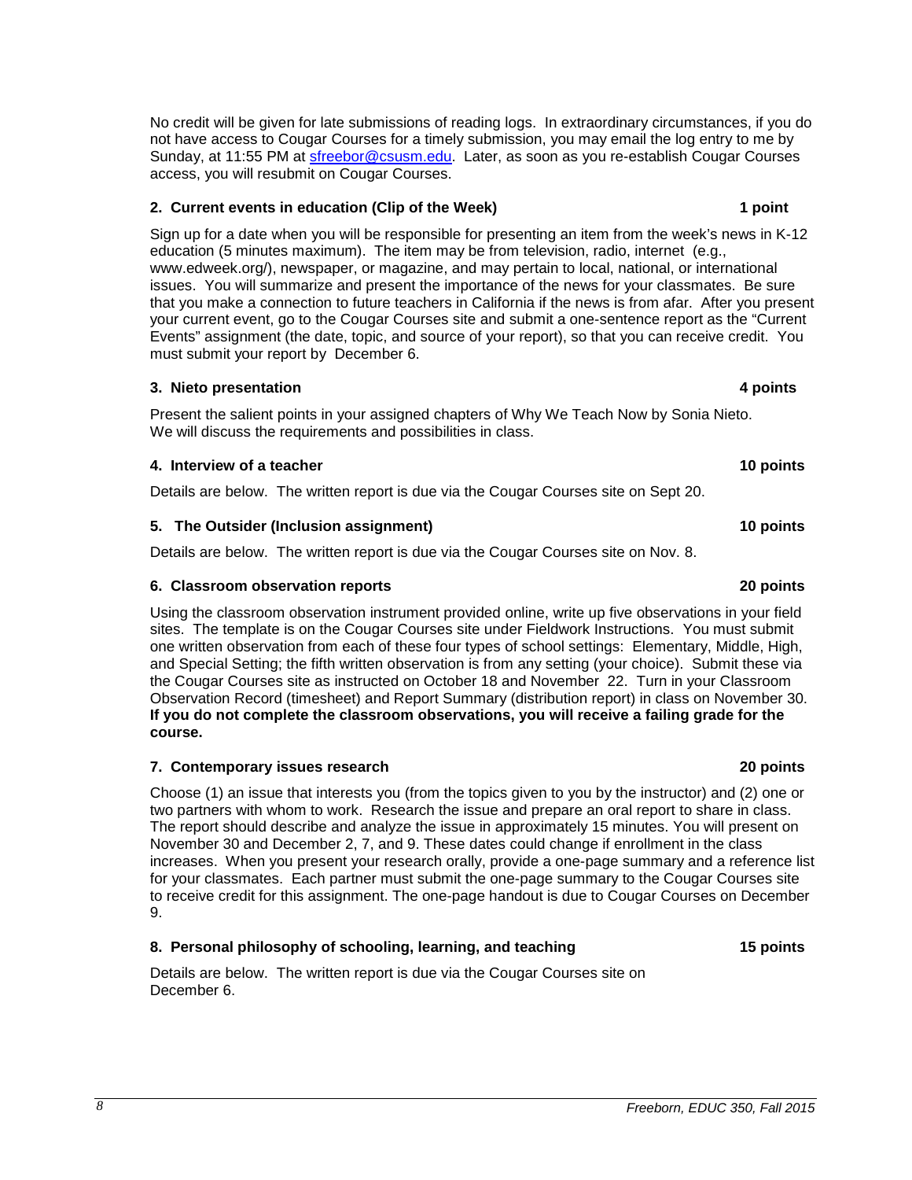No credit will be given for late submissions of reading logs. In extraordinary circumstances, if you do not have access to Cougar Courses for a timely submission, you may email the log entry to me by Sunday, at 11:55 PM at sfreebor@csusm.edu. Later, as soon as you re-establish Cougar Courses access, you will resubmit on Cougar Courses.

### 2. Current events in education (Clip of the Week) — 1 point

Sign up for a date when you will be responsible for presenting an item from the week's news in K-12 education (5 minutes maximum). The item may be from television, radio, internet (e.g., www.edweek.org/), newspaper, or magazine, and may pertain to local, national, or international issues. You will summarize and present the importance of the news for your classmates. Be sure that you make a connection to future teachers in California if the news is from afar. After you present your current event, go to the Cougar Courses site and submit a one-sentence report as the "Current Events" assignment (the date, topic, and source of your report), so that you can receive credit. You must submit your report by December 6.

### 3. Nieto presentation — 4 points

Present the salient points in your assigned chapters of Why We Teach Now by Sonia Nieto. We will discuss the requirements and possibilities in class.

### 4. Interview of a teacher — 10 points

Details are below. The written report is due via the Cougar Courses site on Sept 20.

### 5. The Outsider (Inclusion assignment) — 10 points

Details are below. The written report is due via the Cougar Courses site on Nov. 8.

### 6. Classroom observation reports — 20 points

Using the classroom observation instrument provided online, write up five observations in your field sites. The template is on the Cougar Courses site under Fieldwork Instructions. You must submit one written observation from each of these four types of school settings: Elementary, Middle, High, and Special Setting; the fifth written observation is from any setting (your choice). Submit these via the Cougar Courses site as instructed on October 18 and November 22. Turn in your Classroom Observation Record (timesheet) and Report Summary (distribution report) in class on November 30. **If you do not complete the classroom observations, you will receive a failing grade for the course.**

### 7. Contemporary issues research — 20 points

Choose (1) an issue that interests you (from the topics given to you by the instructor) and (2) one or two partners with whom to work. Research the issue and prepare an oral report to share in class. The report should describe and analyze the issue in approximately 15 minutes. You will present on November 30 and December 2, 7, and 9. These dates could change if enrollment in the class increases. When you present your research orally, provide a one-page summary and a reference list for your classmates. Each partner must submit the one-page summary to the Cougar Courses site to receive credit for this assignment. The one-page handout is due to Cougar Courses on December 9.

### 8. Personal philosophy of schooling, learning, and teaching — 15 points

Details are below. The written report is due via the Cougar Courses site on December 6.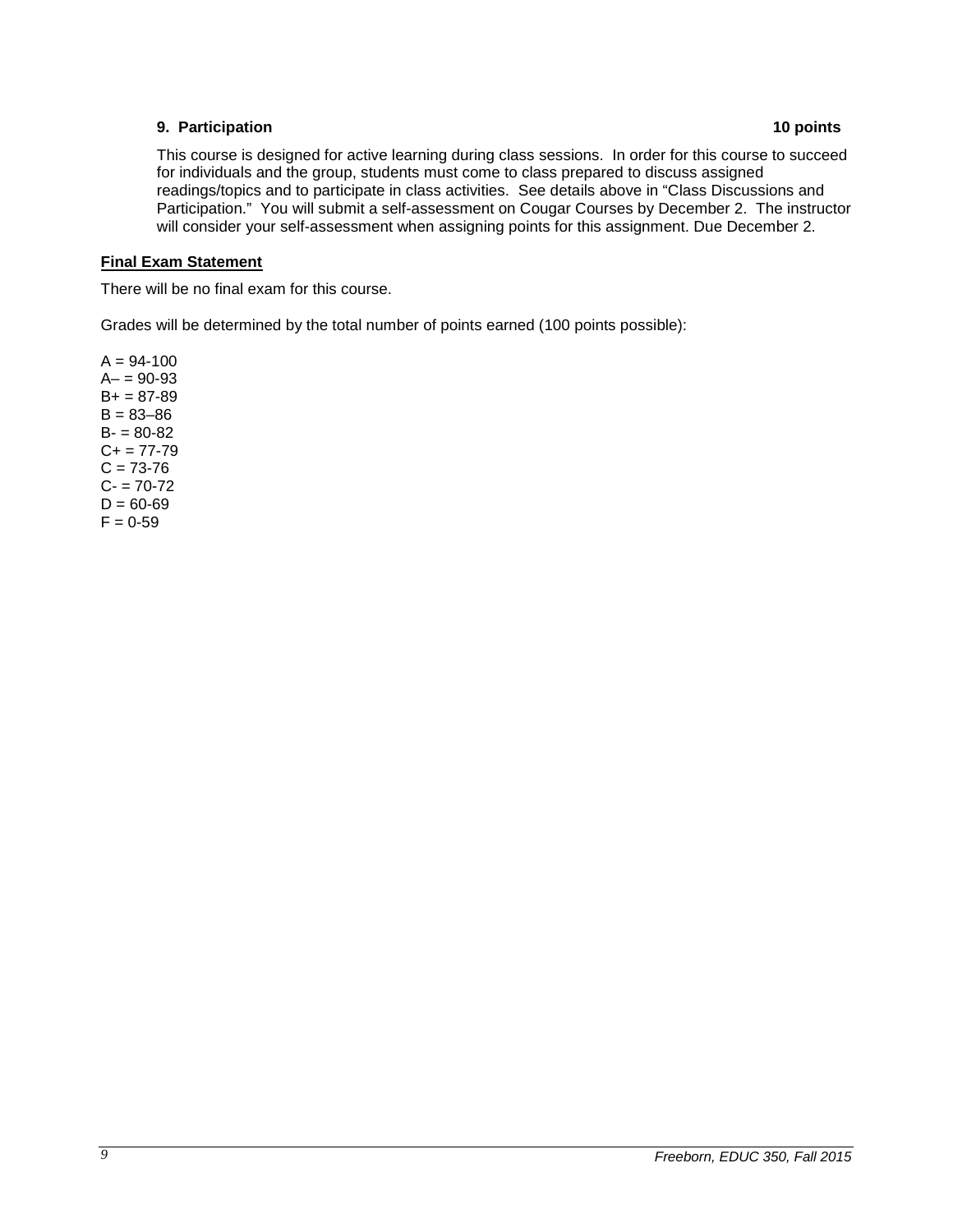**9. Participation 10 points**

This course is designed for active learning during class sessions. In order for this course to succeed for individuals and the group, students must come to class prepared to discuss assigned readings/topics and to participate in class activities. See details above in "Class Discussions and Participation." You will submit a self-assessment on Cougar Courses by December 2. The instructor will consider your self-assessment when assigning points for this assignment. Due December 2.

**Final Exam Statement**

There will be no final exam for this course.

Grades will be determined by the total number of points earned (100 points possible):

A = 94-100
A– = 90-93
B+ = 87-89
B = 83–86
B- = 80-82
C+ = 77-79
C = 73-76
C- = 70-72
D = 60-69
F = 0-59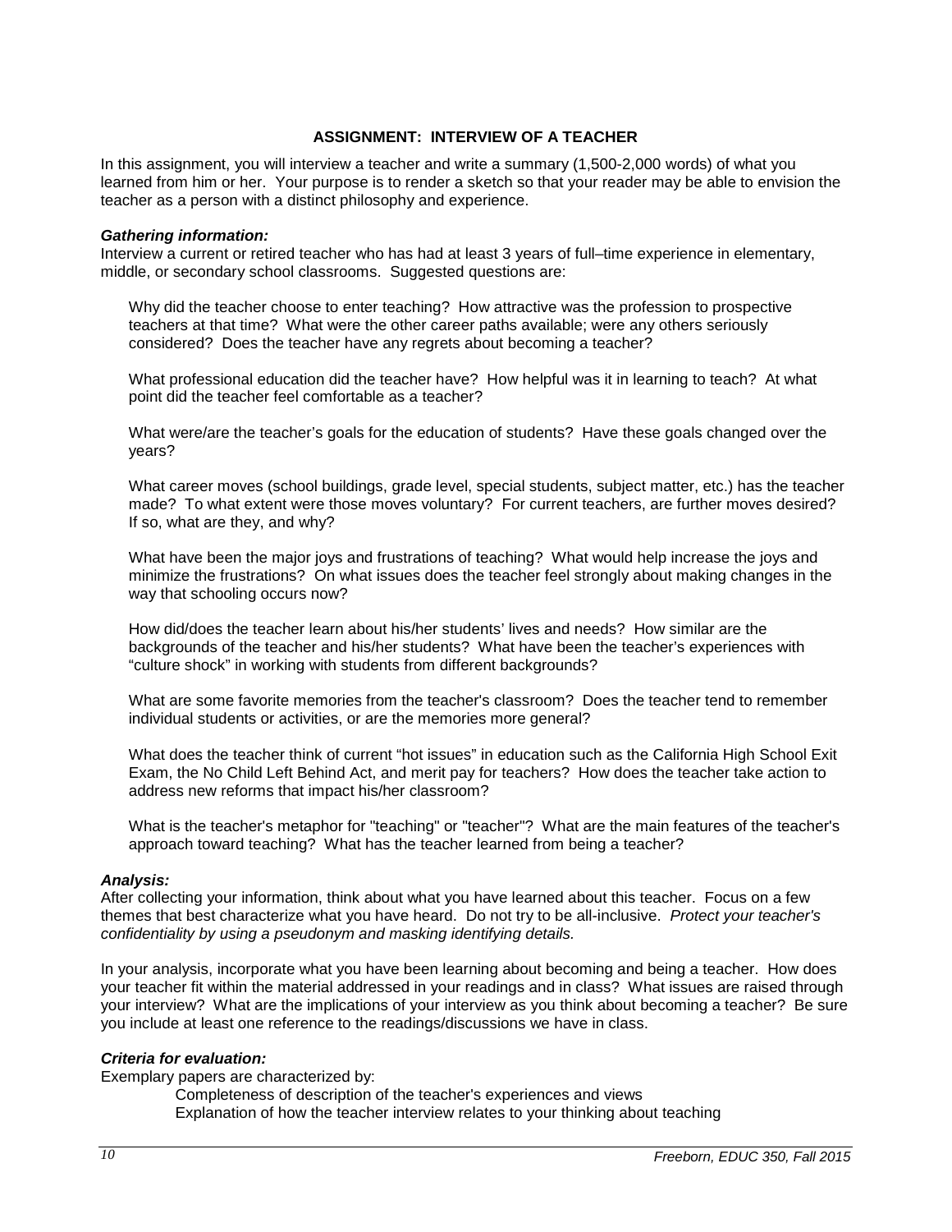## ASSIGNMENT: INTERVIEW OF A TEACHER

In this assignment, you will interview a teacher and write a summary (1,500-2,000 words) of what you learned from him or her. Your purpose is to render a sketch so that your reader may be able to envision the teacher as a person with a distinct philosophy and experience.

### *Gathering information:*

Interview a current or retired teacher who has had at least 3 years of full–time experience in elementary, middle, or secondary school classrooms. Suggested questions are:

Why did the teacher choose to enter teaching? How attractive was the profession to prospective teachers at that time? What were the other career paths available; were any others seriously considered? Does the teacher have any regrets about becoming a teacher?

What professional education did the teacher have? How helpful was it in learning to teach? At what point did the teacher feel comfortable as a teacher?

What were/are the teacher's goals for the education of students? Have these goals changed over the years?

What career moves (school buildings, grade level, special students, subject matter, etc.) has the teacher made? To what extent were those moves voluntary? For current teachers, are further moves desired? If so, what are they, and why?

What have been the major joys and frustrations of teaching? What would help increase the joys and minimize the frustrations? On what issues does the teacher feel strongly about making changes in the way that schooling occurs now?

How did/does the teacher learn about his/her students' lives and needs? How similar are the backgrounds of the teacher and his/her students? What have been the teacher's experiences with "culture shock" in working with students from different backgrounds?

What are some favorite memories from the teacher's classroom? Does the teacher tend to remember individual students or activities, or are the memories more general?

What does the teacher think of current "hot issues" in education such as the California High School Exit Exam, the No Child Left Behind Act, and merit pay for teachers? How does the teacher take action to address new reforms that impact his/her classroom?

What is the teacher's metaphor for "teaching" or "teacher"? What are the main features of the teacher's approach toward teaching? What has the teacher learned from being a teacher?

### *Analysis:*

After collecting your information, think about what you have learned about this teacher. Focus on a few themes that best characterize what you have heard. Do not try to be all-inclusive. *Protect your teacher's confidentiality by using a pseudonym and masking identifying details.*

In your analysis, incorporate what you have been learning about becoming and being a teacher. How does your teacher fit within the material addressed in your readings and in class? What issues are raised through your interview? What are the implications of your interview as you think about becoming a teacher? Be sure you include at least one reference to the readings/discussions we have in class.

### *Criteria for evaluation:*

Exemplary papers are characterized by:

- Completeness of description of the teacher's experiences and views
- Explanation of how the teacher interview relates to your thinking about teaching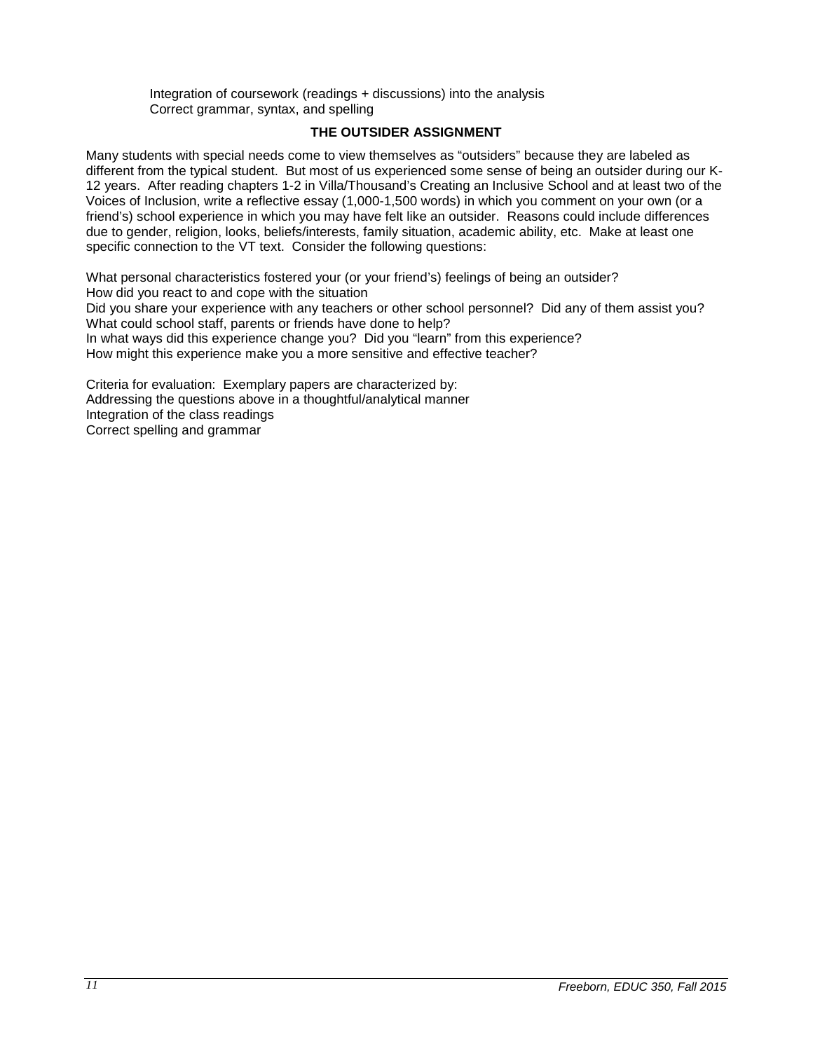Integration of coursework (readings + discussions) into the analysis
Correct grammar, syntax, and spelling

## THE OUTSIDER ASSIGNMENT

Many students with special needs come to view themselves as "outsiders" because they are labeled as different from the typical student. But most of us experienced some sense of being an outsider during our K-12 years. After reading chapters 1-2 in Villa/Thousand's Creating an Inclusive School and at least two of the Voices of Inclusion, write a reflective essay (1,000-1,500 words) in which you comment on your own (or a friend's) school experience in which you may have felt like an outsider. Reasons could include differences due to gender, religion, looks, beliefs/interests, family situation, academic ability, etc. Make at least one specific connection to the VT text. Consider the following questions:

What personal characteristics fostered your (or your friend's) feelings of being an outsider?
How did you react to and cope with the situation
Did you share your experience with any teachers or other school personnel? Did any of them assist you?
What could school staff, parents or friends have done to help?
In what ways did this experience change you? Did you "learn" from this experience?
How might this experience make you a more sensitive and effective teacher?

Criteria for evaluation: Exemplary papers are characterized by:
Addressing the questions above in a thoughtful/analytical manner
Integration of the class readings
Correct spelling and grammar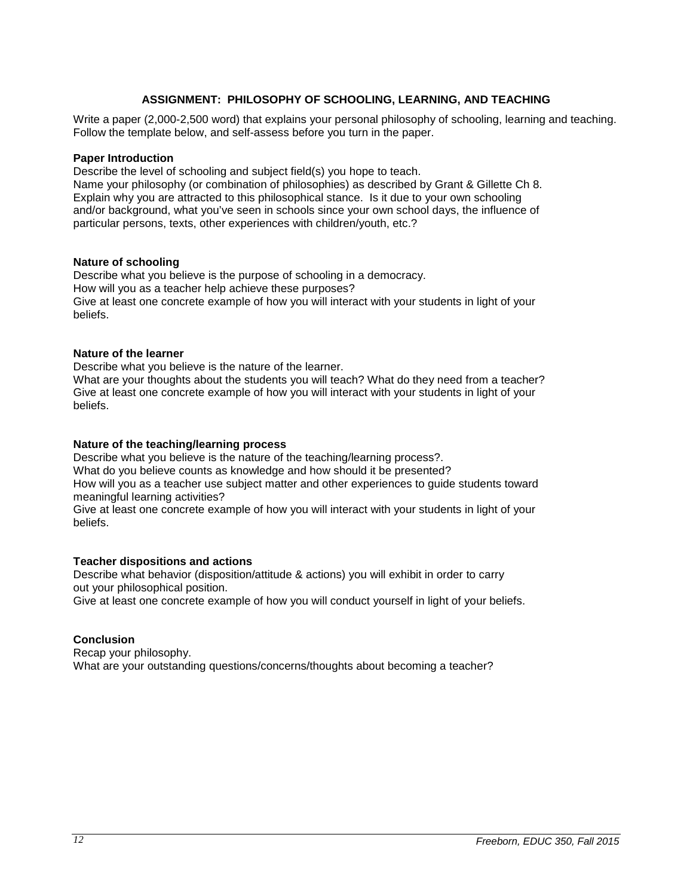## ASSIGNMENT: PHILOSOPHY OF SCHOOLING, LEARNING, AND TEACHING

Write a paper (2,000-2,500 word) that explains your personal philosophy of schooling, learning and teaching. Follow the template below, and self-assess before you turn in the paper.

**Paper Introduction**

Describe the level of schooling and subject field(s) you hope to teach.
Name your philosophy (or combination of philosophies) as described by Grant & Gillette Ch 8.
Explain why you are attracted to this philosophical stance. Is it due to your own schooling and/or background, what you've seen in schools since your own school days, the influence of particular persons, texts, other experiences with children/youth, etc.?

**Nature of schooling**

Describe what you believe is the purpose of schooling in a democracy.
How will you as a teacher help achieve these purposes?
Give at least one concrete example of how you will interact with your students in light of your beliefs.

**Nature of the learner**

Describe what you believe is the nature of the learner.
What are your thoughts about the students you will teach? What do they need from a teacher?
Give at least one concrete example of how you will interact with your students in light of your beliefs.

**Nature of the teaching/learning process**

Describe what you believe is the nature of the teaching/learning process?.
What do you believe counts as knowledge and how should it be presented?
How will you as a teacher use subject matter and other experiences to guide students toward meaningful learning activities?
Give at least one concrete example of how you will interact with your students in light of your beliefs.

**Teacher dispositions and actions**

Describe what behavior (disposition/attitude & actions) you will exhibit in order to carry out your philosophical position.
Give at least one concrete example of how you will conduct yourself in light of your beliefs.

**Conclusion**

Recap your philosophy.
What are your outstanding questions/concerns/thoughts about becoming a teacher?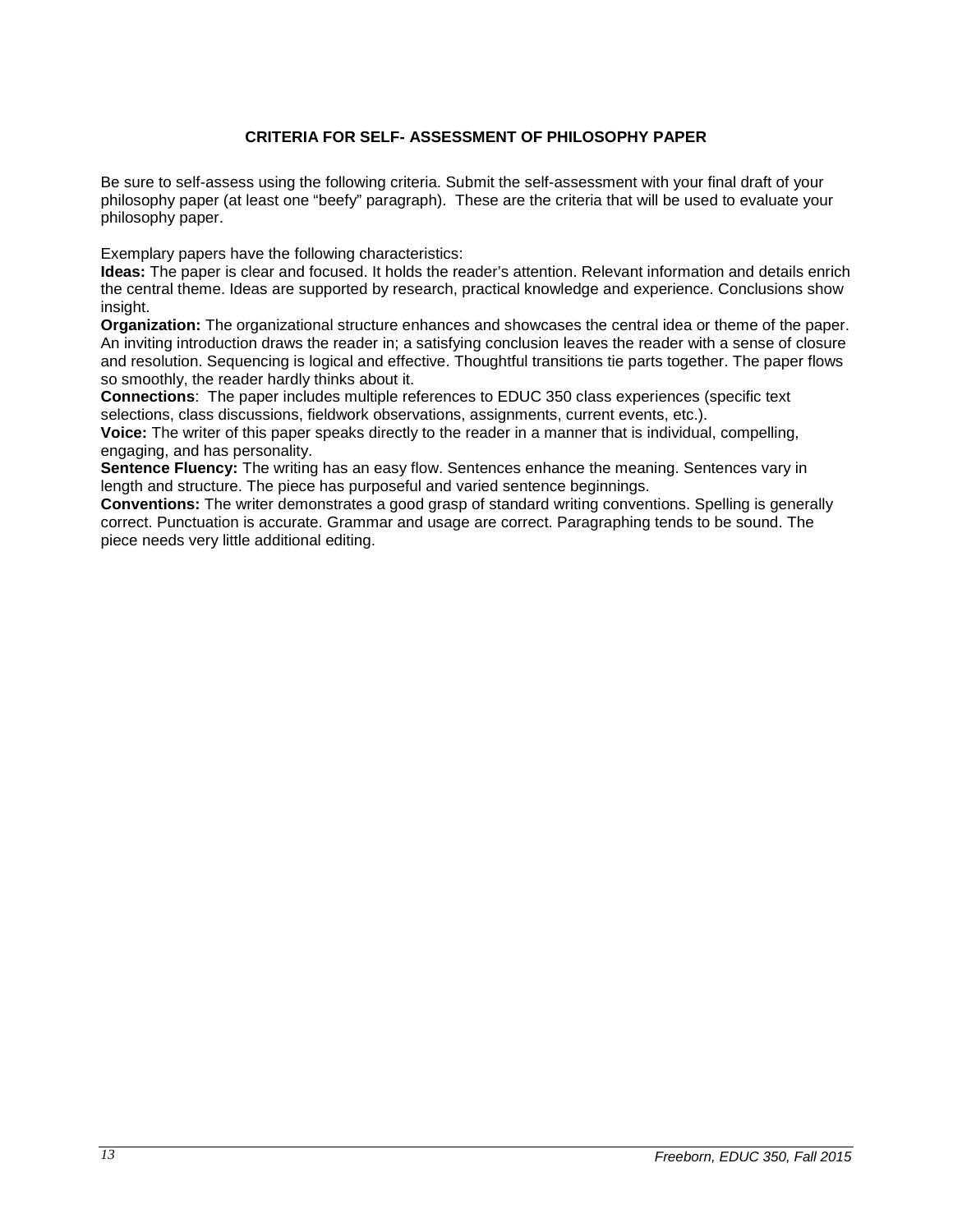# CRITERIA FOR SELF- ASSESSMENT OF PHILOSOPHY PAPER

Be sure to self-assess using the following criteria. Submit the self-assessment with your final draft of your philosophy paper (at least one "beefy" paragraph). These are the criteria that will be used to evaluate your philosophy paper.

Exemplary papers have the following characteristics:

**Ideas:** The paper is clear and focused. It holds the reader's attention. Relevant information and details enrich the central theme. Ideas are supported by research, practical knowledge and experience. Conclusions show insight.

**Organization:** The organizational structure enhances and showcases the central idea or theme of the paper. An inviting introduction draws the reader in; a satisfying conclusion leaves the reader with a sense of closure and resolution. Sequencing is logical and effective. Thoughtful transitions tie parts together. The paper flows so smoothly, the reader hardly thinks about it.

**Connections**: The paper includes multiple references to EDUC 350 class experiences (specific text selections, class discussions, fieldwork observations, assignments, current events, etc.).

**Voice:** The writer of this paper speaks directly to the reader in a manner that is individual, compelling, engaging, and has personality.

**Sentence Fluency:** The writing has an easy flow. Sentences enhance the meaning. Sentences vary in length and structure. The piece has purposeful and varied sentence beginnings.

**Conventions:** The writer demonstrates a good grasp of standard writing conventions. Spelling is generally correct. Punctuation is accurate. Grammar and usage are correct. Paragraphing tends to be sound. The piece needs very little additional editing.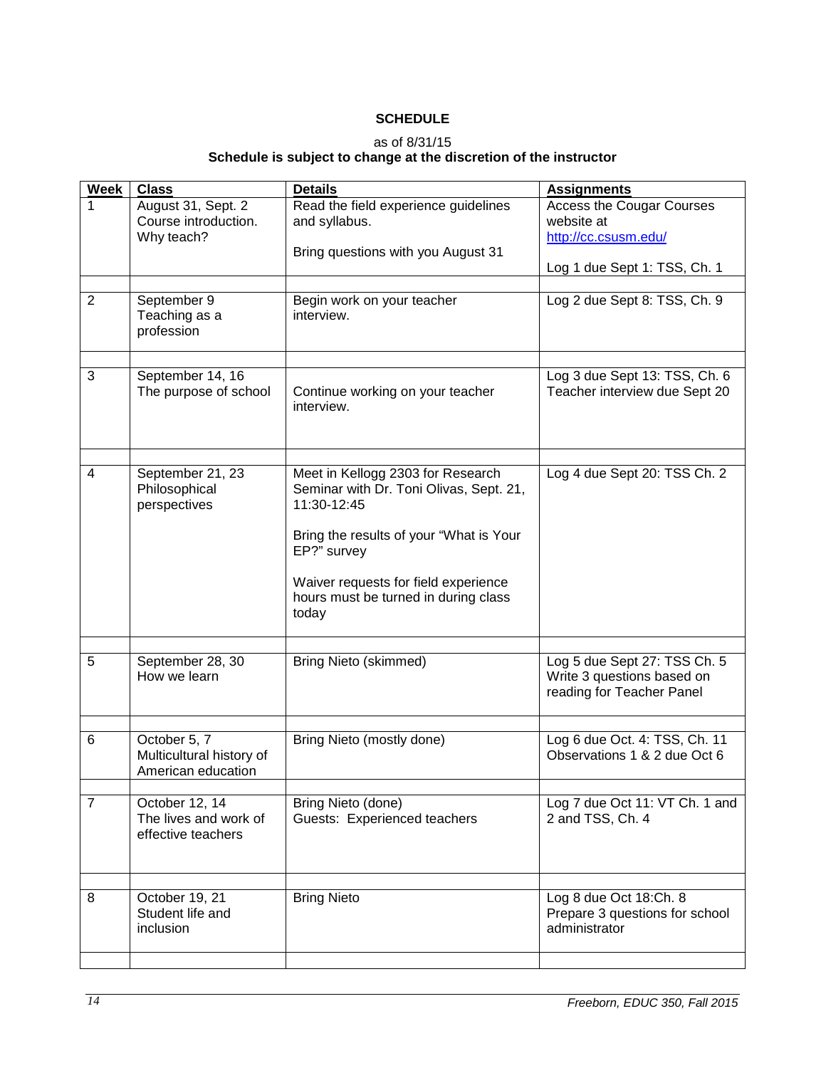## SCHEDULE

as of 8/31/15

**Schedule is subject to change at the discretion of the instructor**

| Week | Class | Details | Assignments |
|---|---|---|---|
| 1 | August 31, Sept. 2<br>Course introduction.<br>Why teach? | Read the field experience guidelines and syllabus.<br><br>Bring questions with you August 31 | Access the Cougar Courses website at http://cc.csusm.edu/<br><br>Log 1 due Sept 1: TSS, Ch. 1 |
| 2 | September 9<br>Teaching as a profession | Begin work on your teacher interview. | Log 2 due Sept 8: TSS, Ch. 9 |
| 3 | September 14, 16<br>The purpose of school | Continue working on your teacher interview. | Log 3 due Sept 13: TSS, Ch. 6<br>Teacher interview due Sept 20 |
| 4 | September 21, 23<br>Philosophical perspectives | Meet in Kellogg 2303 for Research Seminar with Dr. Toni Olivas, Sept. 21, 11:30-12:45<br><br>Bring the results of your "What is Your EP?" survey<br><br>Waiver requests for field experience hours must be turned in during class today | Log 4 due Sept 20: TSS Ch. 2 |
| 5 | September 28, 30<br>How we learn | Bring Nieto (skimmed) | Log 5 due Sept 27: TSS Ch. 5<br>Write 3 questions based on reading for Teacher Panel |
| 6 | October 5, 7<br>Multicultural history of American education | Bring Nieto (mostly done) | Log 6 due Oct. 4: TSS, Ch. 11<br>Observations 1 & 2 due Oct 6 |
| 7 | October 12, 14<br>The lives and work of effective teachers | Bring Nieto (done)<br>Guests: Experienced teachers | Log 7 due Oct 11: VT Ch. 1 and 2 and TSS, Ch. 4 |
| 8 | October 19, 21<br>Student life and inclusion | Bring Nieto | Log 8 due Oct 18:Ch. 8<br>Prepare 3 questions for school administrator |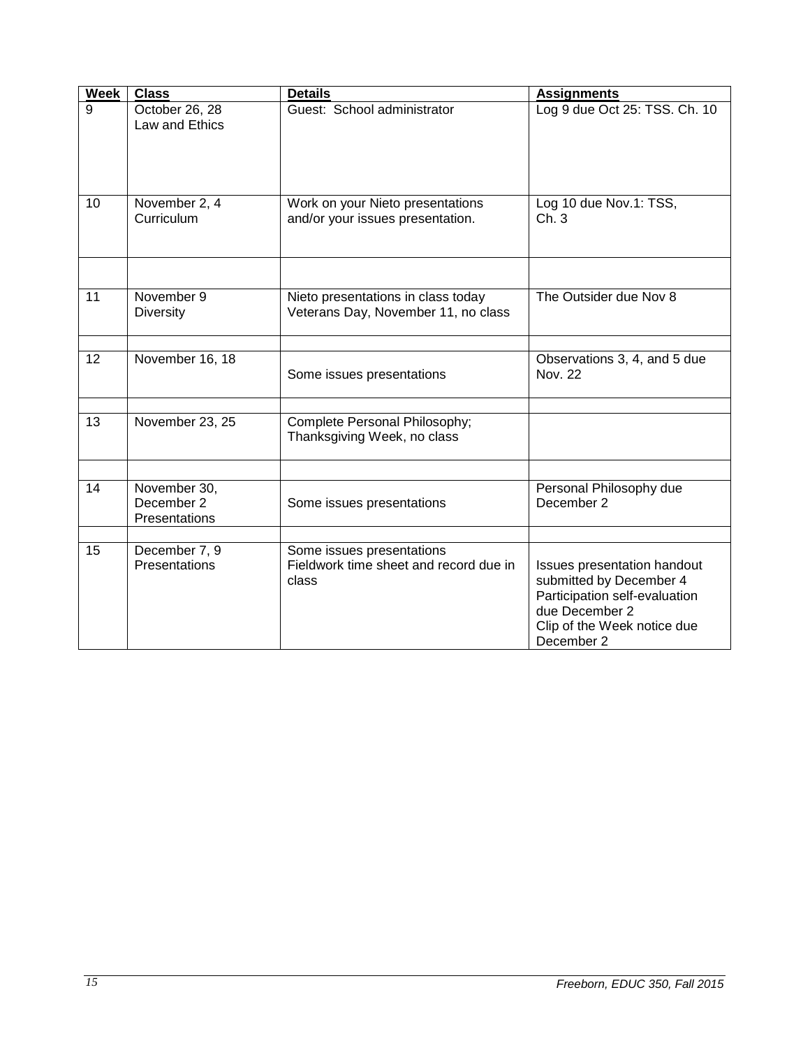| Week | Class | Details | Assignments |
|---|---|---|---|
| 9 | October 26, 28<br>Law and Ethics | Guest: School administrator | Log 9 due Oct 25: TSS. Ch. 10 |
| 10 | November 2, 4<br>Curriculum | Work on your Nieto presentations and/or your issues presentation. | Log 10 due Nov.1: TSS, Ch. 3 |
| | | | |
| 11 | November 9<br>Diversity | Nieto presentations in class today<br>Veterans Day, November 11, no class | The Outsider due Nov 8 |
| | | | |
| 12 | November 16, 18 | Some issues presentations | Observations 3, 4, and 5 due Nov. 22 |
| | | | |
| 13 | November 23, 25 | Complete Personal Philosophy;<br>Thanksgiving Week, no class | |
| | | | |
| 14 | November 30, December 2<br>Presentations | Some issues presentations | Personal Philosophy due December 2 |
| | | | |
| 15 | December 7, 9<br>Presentations | Some issues presentations<br>Fieldwork time sheet and record due in class | Issues presentation handout submitted by December 4<br>Participation self-evaluation due December 2<br>Clip of the Week notice due December 2 |